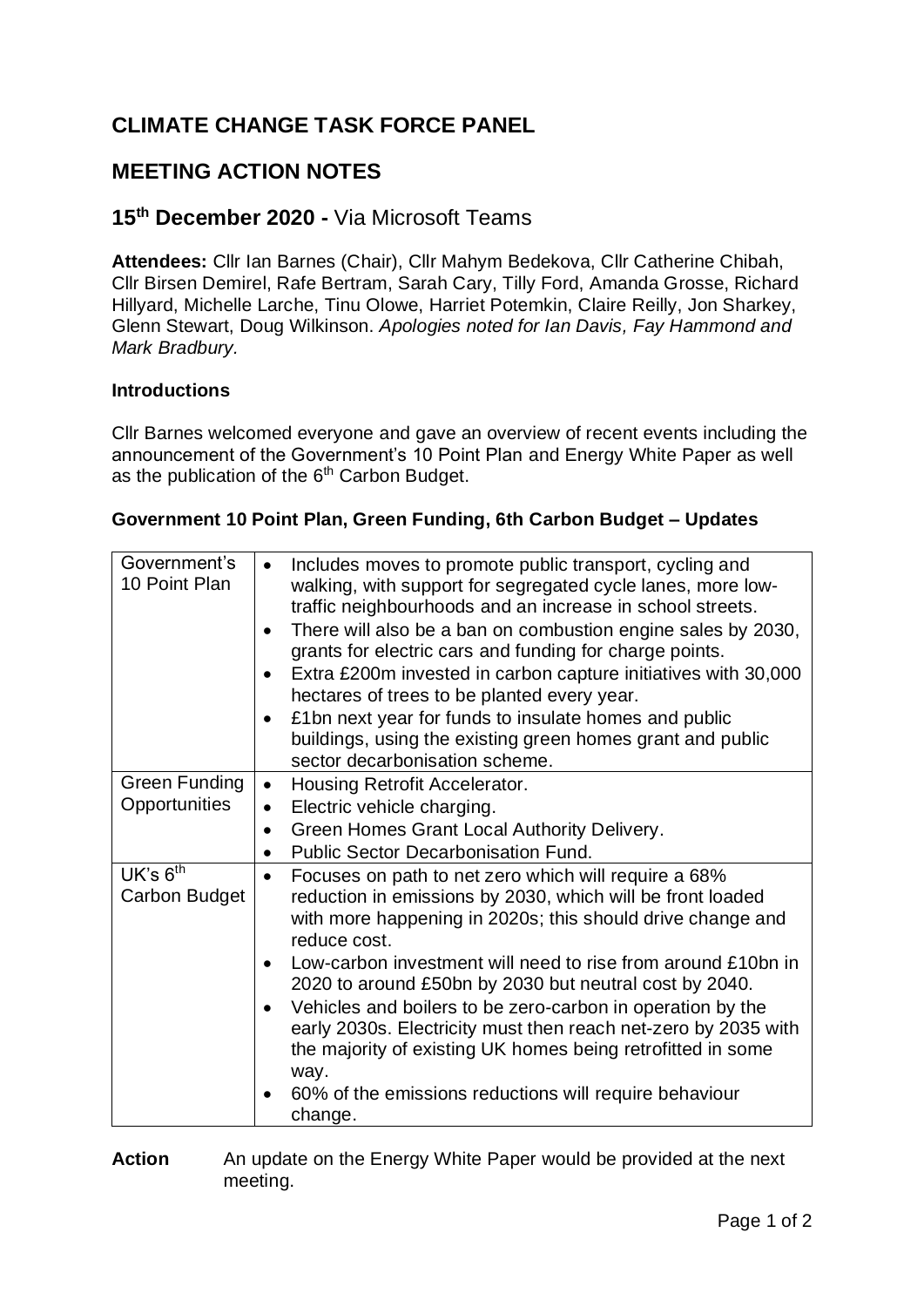# CLIMATE CHANGE TASK FORCE PANEL

## MEETING ACTION NOTES

## 15th December 2020 - Via Microsoft Teams

**Attendees:** Cllr Ian Barnes (Chair), Cllr Mahym Bedekova, Cllr Catherine Chibah, Cllr Birsen Demirel, Rafe Bertram, Sarah Cary, Tilly Ford, Amanda Grosse, Richard Hillyard, Michelle Larche, Tinu Olowe, Harriet Potemkin, Claire Reilly, Jon Sharkey, Glenn Stewart, Doug Wilkinson. *Apologies noted for Ian Davis, Fay Hammond and Mark Bradbury.*

**Introductions**

Cllr Barnes welcomed everyone and gave an overview of recent events including the announcement of the Government's 10 Point Plan and Energy White Paper as well as the publication of the 6th Carbon Budget.

**Government 10 Point Plan, Green Funding, 6th Carbon Budget – Updates**

| | |
|---|---|
| Government's 10 Point Plan | • Includes moves to promote public transport, cycling and walking, with support for segregated cycle lanes, more low-traffic neighbourhoods and an increase in school streets.<br>• There will also be a ban on combustion engine sales by 2030, grants for electric cars and funding for charge points.<br>• Extra £200m invested in carbon capture initiatives with 30,000 hectares of trees to be planted every year.<br>• £1bn next year for funds to insulate homes and public buildings, using the existing green homes grant and public sector decarbonisation scheme. |
| Green Funding Opportunities | • Housing Retrofit Accelerator.<br>• Electric vehicle charging.<br>• Green Homes Grant Local Authority Delivery.<br>• Public Sector Decarbonisation Fund. |
| UK's 6th Carbon Budget | • Focuses on path to net zero which will require a 68% reduction in emissions by 2030, which will be front loaded with more happening in 2020s; this should drive change and reduce cost.<br>• Low-carbon investment will need to rise from around £10bn in 2020 to around £50bn by 2030 but neutral cost by 2040.<br>• Vehicles and boilers to be zero-carbon in operation by the early 2030s. Electricity must then reach net-zero by 2035 with the majority of existing UK homes being retrofitted in some way.<br>• 60% of the emissions reductions will require behaviour change. |

**Action** An update on the Energy White Paper would be provided at the next meeting.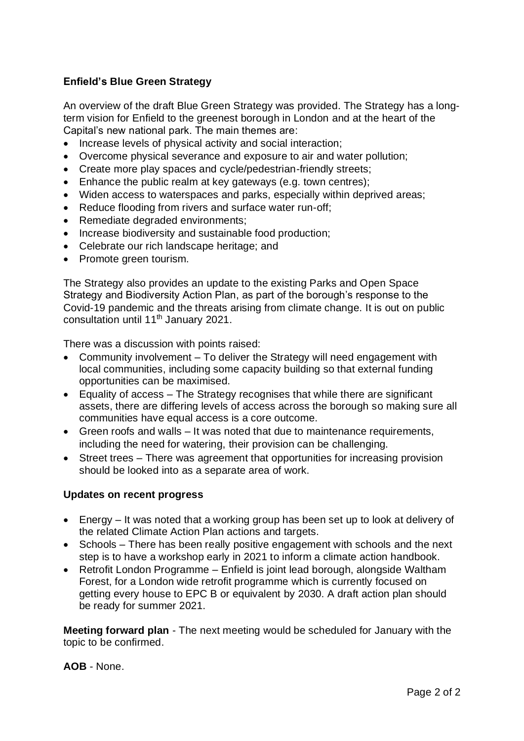**Enfield's Blue Green Strategy**

An overview of the draft Blue Green Strategy was provided. The Strategy has a long-term vision for Enfield to the greenest borough in London and at the heart of the Capital's new national park. The main themes are:

- Increase levels of physical activity and social interaction;
- Overcome physical severance and exposure to air and water pollution;
- Create more play spaces and cycle/pedestrian-friendly streets;
- Enhance the public realm at key gateways (e.g. town centres);
- Widen access to waterspaces and parks, especially within deprived areas;
- Reduce flooding from rivers and surface water run-off;
- Remediate degraded environments;
- Increase biodiversity and sustainable food production;
- Celebrate our rich landscape heritage; and
- Promote green tourism.

The Strategy also provides an update to the existing Parks and Open Space Strategy and Biodiversity Action Plan, as part of the borough's response to the Covid-19 pandemic and the threats arising from climate change. It is out on public consultation until 11th January 2021.

There was a discussion with points raised:

- Community involvement – To deliver the Strategy will need engagement with local communities, including some capacity building so that external funding opportunities can be maximised.
- Equality of access – The Strategy recognises that while there are significant assets, there are differing levels of access across the borough so making sure all communities have equal access is a core outcome.
- Green roofs and walls – It was noted that due to maintenance requirements, including the need for watering, their provision can be challenging.
- Street trees – There was agreement that opportunities for increasing provision should be looked into as a separate area of work.

**Updates on recent progress**

- Energy – It was noted that a working group has been set up to look at delivery of the related Climate Action Plan actions and targets.
- Schools – There has been really positive engagement with schools and the next step is to have a workshop early in 2021 to inform a climate action handbook.
- Retrofit London Programme – Enfield is joint lead borough, alongside Waltham Forest, for a London wide retrofit programme which is currently focused on getting every house to EPC B or equivalent by 2030. A draft action plan should be ready for summer 2021.

**Meeting forward plan** - The next meeting would be scheduled for January with the topic to be confirmed.

**AOB** - None.